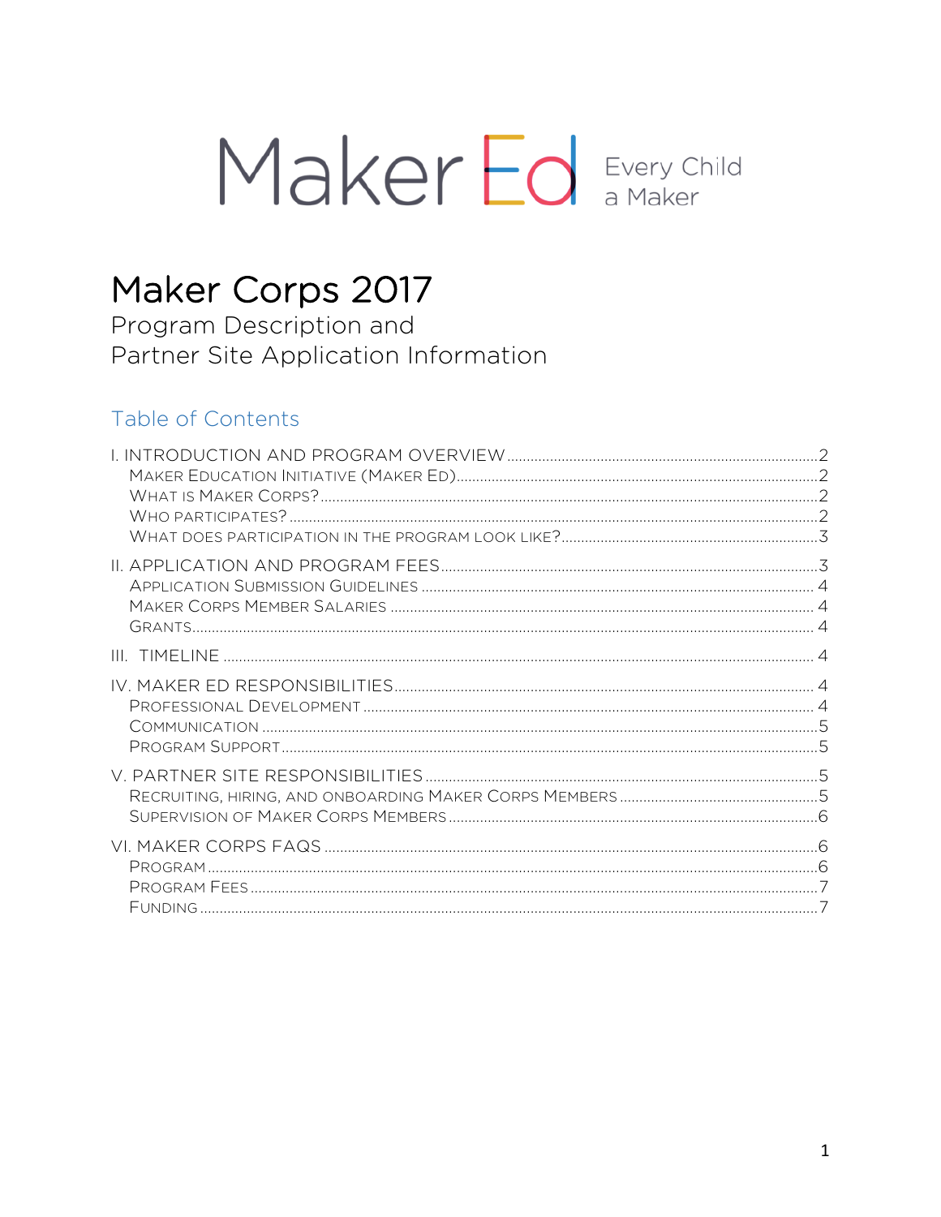Maker Ed Every Child a Maker

# Maker Corps 2017

Program Description and
Partner Site Application Information

## Table of Contents

- I. INTRODUCTION AND PROGRAM OVERVIEW .......... 2
  - MAKER EDUCATION INITIATIVE (MAKER ED) .......... 2
  - WHAT IS MAKER CORPS? .......... 2
  - WHO PARTICIPATES? .......... 2
  - WHAT DOES PARTICIPATION IN THE PROGRAM LOOK LIKE? .......... 3
- II. APPLICATION AND PROGRAM FEES .......... 3
  - APPLICATION SUBMISSION GUIDELINES .......... 4
  - MAKER CORPS MEMBER SALARIES .......... 4
  - GRANTS .......... 4
- III. TIMELINE .......... 4
- IV. MAKER ED RESPONSIBILITIES .......... 4
  - PROFESSIONAL DEVELOPMENT .......... 4
  - COMMUNICATION .......... 5
  - PROGRAM SUPPORT .......... 5
- V. PARTNER SITE RESPONSIBILITIES .......... 5
  - RECRUITING, HIRING, AND ONBOARDING MAKER CORPS MEMBERS .......... 5
  - SUPERVISION OF MAKER CORPS MEMBERS .......... 6
- VI. MAKER CORPS FAQS .......... 6
  - PROGRAM .......... 6
  - PROGRAM FEES .......... 7
  - FUNDING .......... 7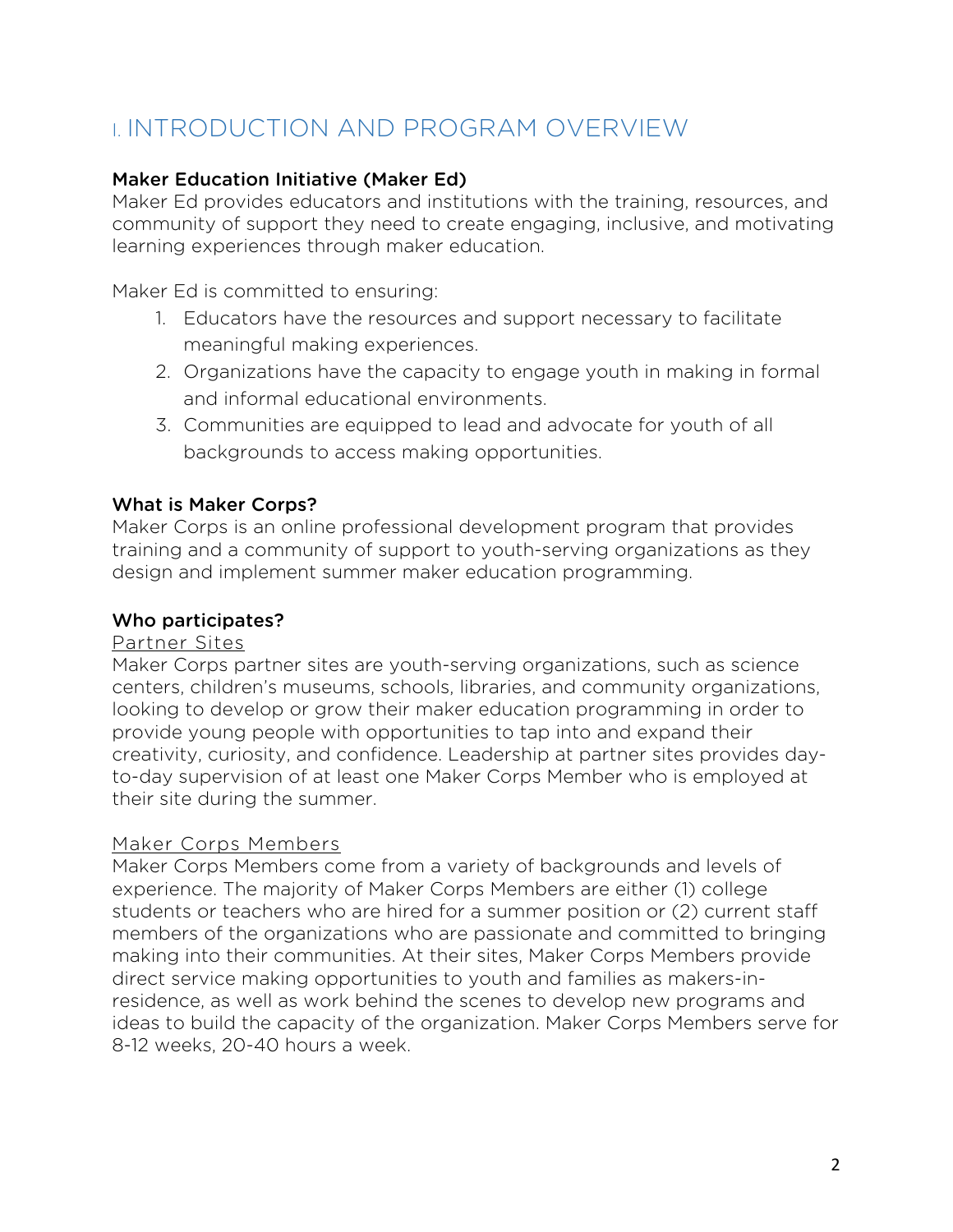# I. INTRODUCTION AND PROGRAM OVERVIEW

**Maker Education Initiative (Maker Ed)**

Maker Ed provides educators and institutions with the training, resources, and community of support they need to create engaging, inclusive, and motivating learning experiences through maker education.

Maker Ed is committed to ensuring:

1. Educators have the resources and support necessary to facilitate meaningful making experiences.
2. Organizations have the capacity to engage youth in making in formal and informal educational environments.
3. Communities are equipped to lead and advocate for youth of all backgrounds to access making opportunities.

**What is Maker Corps?**

Maker Corps is an online professional development program that provides training and a community of support to youth-serving organizations as they design and implement summer maker education programming.

**Who participates?**

Partner Sites

Maker Corps partner sites are youth-serving organizations, such as science centers, children's museums, schools, libraries, and community organizations, looking to develop or grow their maker education programming in order to provide young people with opportunities to tap into and expand their creativity, curiosity, and confidence. Leadership at partner sites provides day-to-day supervision of at least one Maker Corps Member who is employed at their site during the summer.

Maker Corps Members

Maker Corps Members come from a variety of backgrounds and levels of experience. The majority of Maker Corps Members are either (1) college students or teachers who are hired for a summer position or (2) current staff members of the organizations who are passionate and committed to bringing making into their communities. At their sites, Maker Corps Members provide direct service making opportunities to youth and families as makers-in-residence, as well as work behind the scenes to develop new programs and ideas to build the capacity of the organization. Maker Corps Members serve for 8-12 weeks, 20-40 hours a week.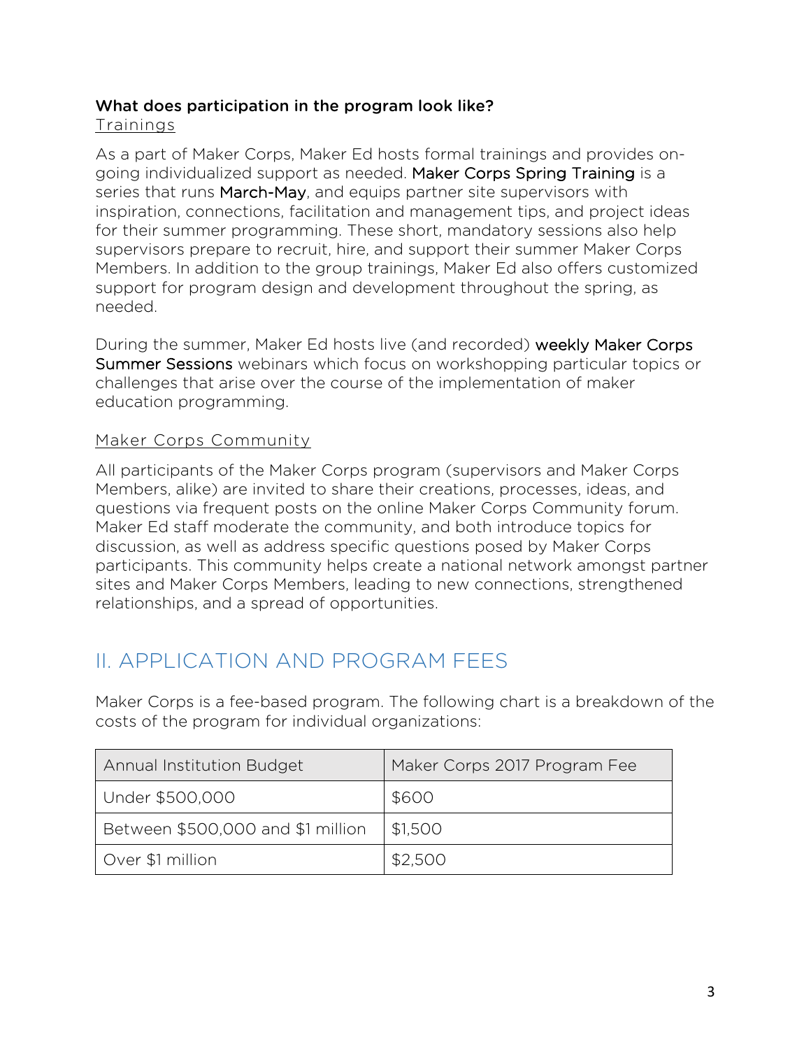### What does participation in the program look like?

Trainings

As a part of Maker Corps, Maker Ed hosts formal trainings and provides on-going individualized support as needed. Maker Corps Spring Training is a series that runs March-May, and equips partner site supervisors with inspiration, connections, facilitation and management tips, and project ideas for their summer programming. These short, mandatory sessions also help supervisors prepare to recruit, hire, and support their summer Maker Corps Members. In addition to the group trainings, Maker Ed also offers customized support for program design and development throughout the spring, as needed.

During the summer, Maker Ed hosts live (and recorded) weekly Maker Corps Summer Sessions webinars which focus on workshopping particular topics or challenges that arise over the course of the implementation of maker education programming.

Maker Corps Community

All participants of the Maker Corps program (supervisors and Maker Corps Members, alike) are invited to share their creations, processes, ideas, and questions via frequent posts on the online Maker Corps Community forum. Maker Ed staff moderate the community, and both introduce topics for discussion, as well as address specific questions posed by Maker Corps participants. This community helps create a national network amongst partner sites and Maker Corps Members, leading to new connections, strengthened relationships, and a spread of opportunities.

## II. APPLICATION AND PROGRAM FEES

Maker Corps is a fee-based program. The following chart is a breakdown of the costs of the program for individual organizations:

| Annual Institution Budget | Maker Corps 2017 Program Fee |
|---|---|
| Under $500,000 | $600 |
| Between $500,000 and $1 million | $1,500 |
| Over $1 million | $2,500 |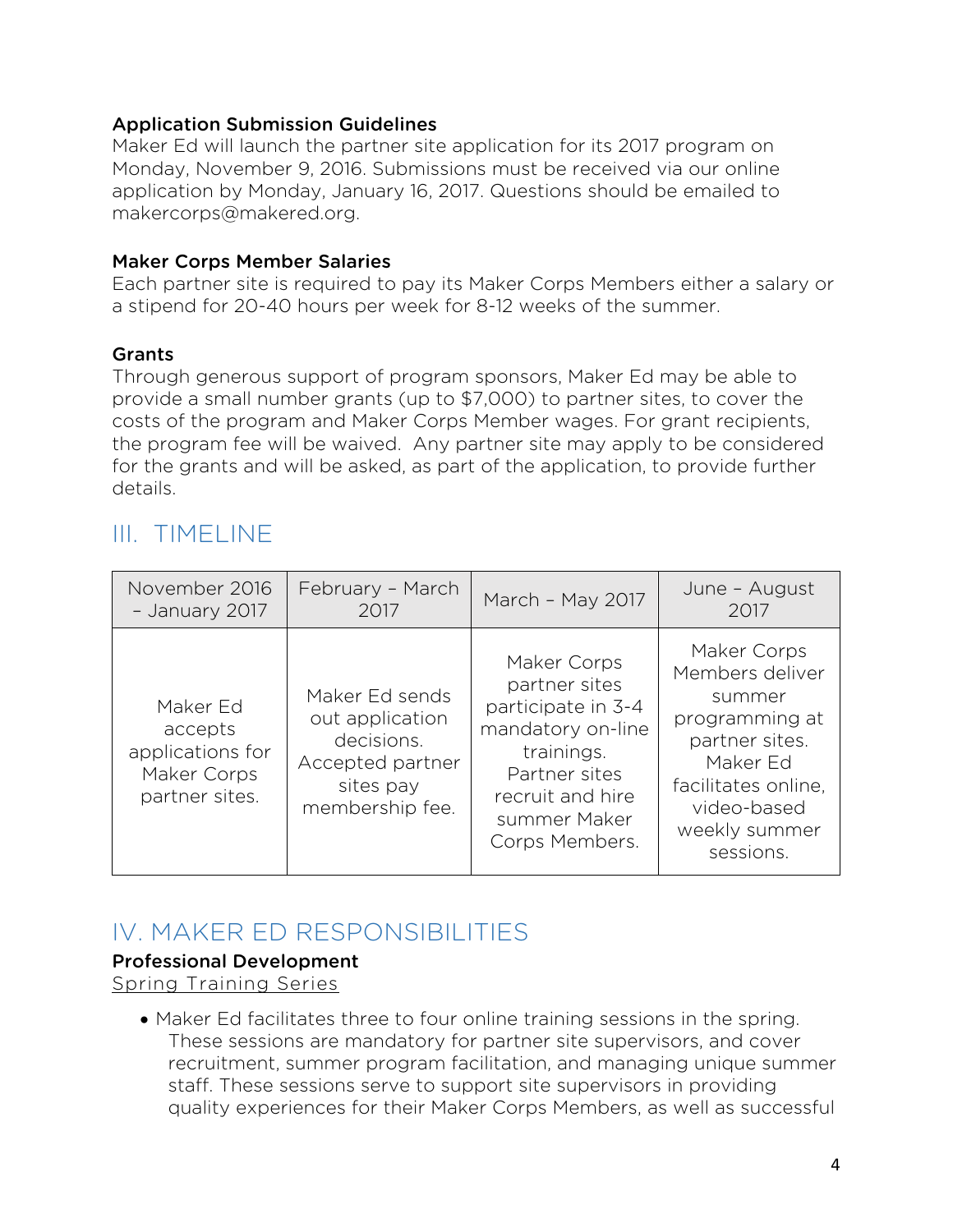**Application Submission Guidelines**
Maker Ed will launch the partner site application for its 2017 program on Monday, November 9, 2016. Submissions must be received via our online application by Monday, January 16, 2017. Questions should be emailed to makercorps@makered.org.

**Maker Corps Member Salaries**
Each partner site is required to pay its Maker Corps Members either a salary or a stipend for 20-40 hours per week for 8-12 weeks of the summer.

**Grants**
Through generous support of program sponsors, Maker Ed may be able to provide a small number grants (up to $7,000) to partner sites, to cover the costs of the program and Maker Corps Member wages. For grant recipients, the program fee will be waived. Any partner site may apply to be considered for the grants and will be asked, as part of the application, to provide further details.

## III. TIMELINE

| November 2016 – January 2017 | February – March 2017 | March – May 2017 | June – August 2017 |
|---|---|---|---|
| Maker Ed accepts applications for Maker Corps partner sites. | Maker Ed sends out application decisions. Accepted partner sites pay membership fee. | Maker Corps partner sites participate in 3-4 mandatory on-line trainings. Partner sites recruit and hire summer Maker Corps Members. | Maker Corps Members deliver summer programming at partner sites. Maker Ed facilitates online, video-based weekly summer sessions. |

## IV. MAKER ED RESPONSIBILITIES

**Professional Development**
Spring Training Series

- Maker Ed facilitates three to four online training sessions in the spring. These sessions are mandatory for partner site supervisors, and cover recruitment, summer program facilitation, and managing unique summer staff. These sessions serve to support site supervisors in providing quality experiences for their Maker Corps Members, as well as successful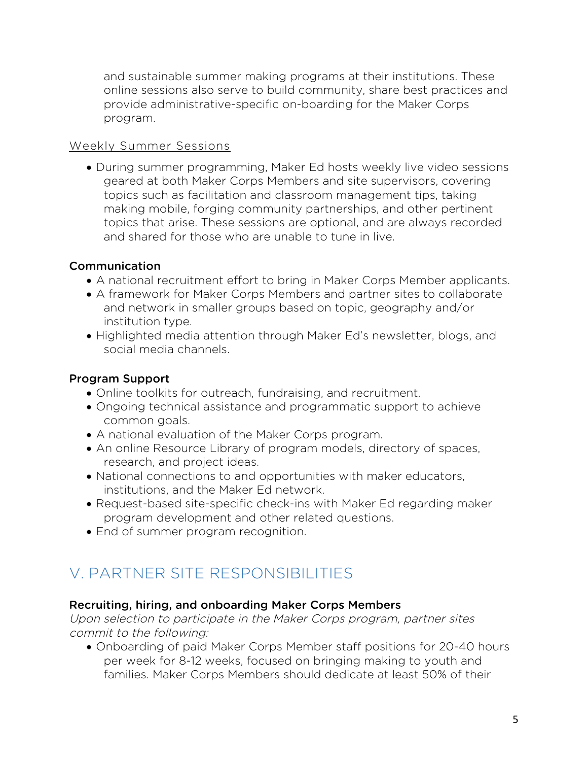and sustainable summer making programs at their institutions. These online sessions also serve to build community, share best practices and provide administrative-specific on-boarding for the Maker Corps program.

<u>Weekly Summer Sessions</u>

- During summer programming, Maker Ed hosts weekly live video sessions geared at both Maker Corps Members and site supervisors, covering topics such as facilitation and classroom management tips, taking making mobile, forging community partnerships, and other pertinent topics that arise. These sessions are optional, and are always recorded and shared for those who are unable to tune in live.

**Communication**

- A national recruitment effort to bring in Maker Corps Member applicants.
- A framework for Maker Corps Members and partner sites to collaborate and network in smaller groups based on topic, geography and/or institution type.
- Highlighted media attention through Maker Ed's newsletter, blogs, and social media channels.

**Program Support**

- Online toolkits for outreach, fundraising, and recruitment.
- Ongoing technical assistance and programmatic support to achieve common goals.
- A national evaluation of the Maker Corps program.
- An online Resource Library of program models, directory of spaces, research, and project ideas.
- National connections to and opportunities with maker educators, institutions, and the Maker Ed network.
- Request-based site-specific check-ins with Maker Ed regarding maker program development and other related questions.
- End of summer program recognition.

## V. PARTNER SITE RESPONSIBILITIES

**Recruiting, hiring, and onboarding Maker Corps Members**

*Upon selection to participate in the Maker Corps program, partner sites commit to the following:*

- Onboarding of paid Maker Corps Member staff positions for 20-40 hours per week for 8-12 weeks, focused on bringing making to youth and families. Maker Corps Members should dedicate at least 50% of their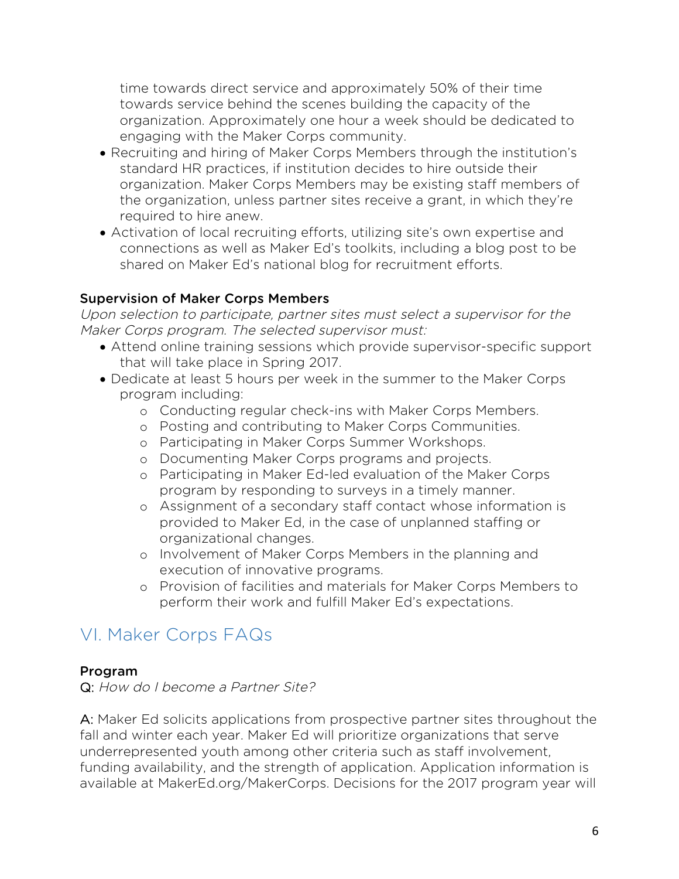time towards direct service and approximately 50% of their time towards service behind the scenes building the capacity of the organization. Approximately one hour a week should be dedicated to engaging with the Maker Corps community.

- Recruiting and hiring of Maker Corps Members through the institution's standard HR practices, if institution decides to hire outside their organization. Maker Corps Members may be existing staff members of the organization, unless partner sites receive a grant, in which they're required to hire anew.
- Activation of local recruiting efforts, utilizing site's own expertise and connections as well as Maker Ed's toolkits, including a blog post to be shared on Maker Ed's national blog for recruitment efforts.

### Supervision of Maker Corps Members

*Upon selection to participate, partner sites must select a supervisor for the Maker Corps program. The selected supervisor must:*

- Attend online training sessions which provide supervisor-specific support that will take place in Spring 2017.
- Dedicate at least 5 hours per week in the summer to the Maker Corps program including:
    - Conducting regular check-ins with Maker Corps Members.
    - Posting and contributing to Maker Corps Communities.
    - Participating in Maker Corps Summer Workshops.
    - Documenting Maker Corps programs and projects.
    - Participating in Maker Ed-led evaluation of the Maker Corps program by responding to surveys in a timely manner.
    - Assignment of a secondary staff contact whose information is provided to Maker Ed, in the case of unplanned staffing or organizational changes.
    - Involvement of Maker Corps Members in the planning and execution of innovative programs.
    - Provision of facilities and materials for Maker Corps Members to perform their work and fulfill Maker Ed's expectations.

## VI. Maker Corps FAQs

### Program

Q: *How do I become a Partner Site?*

A: Maker Ed solicits applications from prospective partner sites throughout the fall and winter each year. Maker Ed will prioritize organizations that serve underrepresented youth among other criteria such as staff involvement, funding availability, and the strength of application. Application information is available at MakerEd.org/MakerCorps. Decisions for the 2017 program year will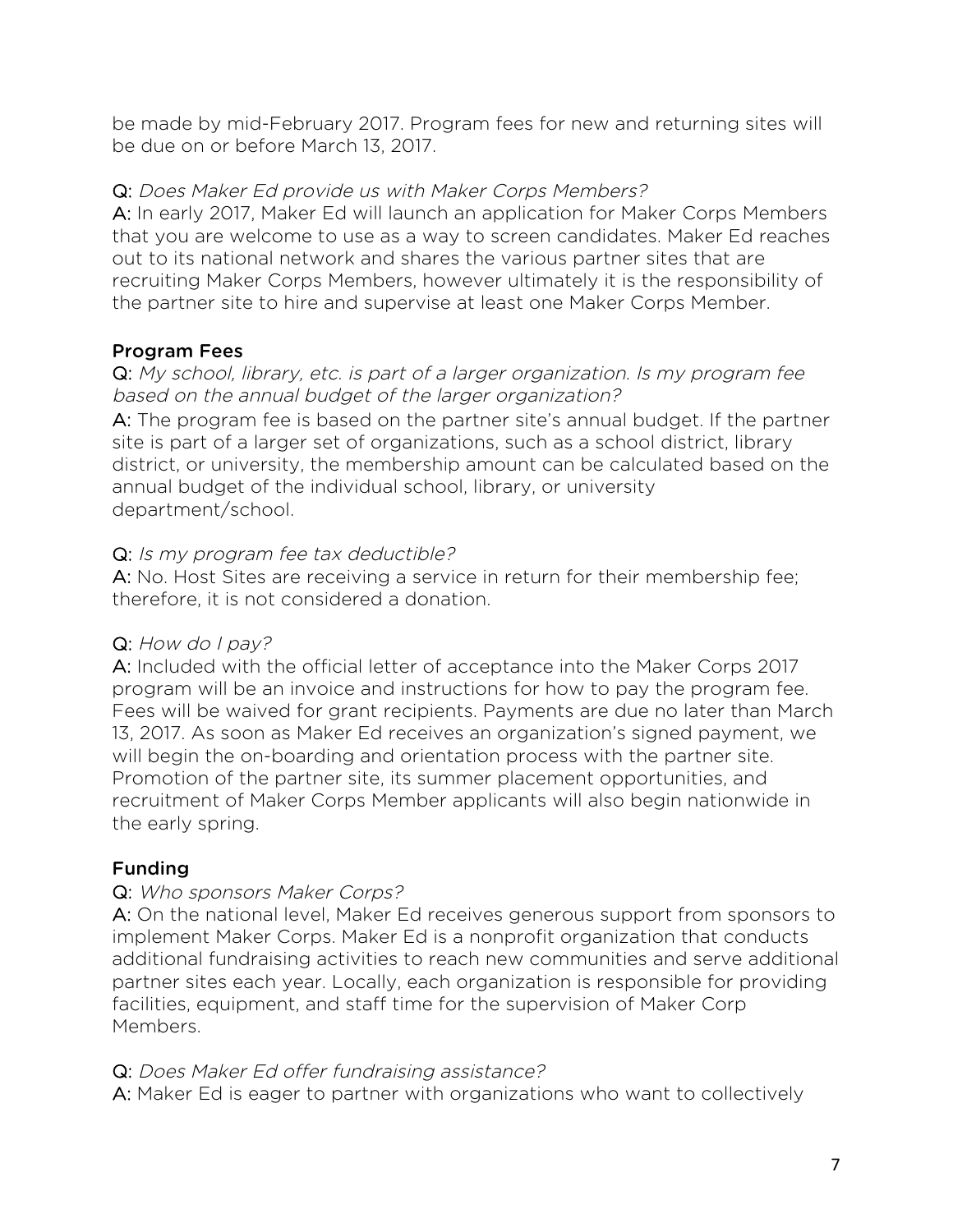be made by mid-February 2017. Program fees for new and returning sites will be due on or before March 13, 2017.

**Q:** *Does Maker Ed provide us with Maker Corps Members?*
**A:** In early 2017, Maker Ed will launch an application for Maker Corps Members that you are welcome to use as a way to screen candidates. Maker Ed reaches out to its national network and shares the various partner sites that are recruiting Maker Corps Members, however ultimately it is the responsibility of the partner site to hire and supervise at least one Maker Corps Member.

### Program Fees

**Q:** *My school, library, etc. is part of a larger organization. Is my program fee based on the annual budget of the larger organization?*
**A:** The program fee is based on the partner site's annual budget. If the partner site is part of a larger set of organizations, such as a school district, library district, or university, the membership amount can be calculated based on the annual budget of the individual school, library, or university department/school.

**Q:** *Is my program fee tax deductible?*
**A:** No. Host Sites are receiving a service in return for their membership fee; therefore, it is not considered a donation.

**Q:** *How do I pay?*
**A:** Included with the official letter of acceptance into the Maker Corps 2017 program will be an invoice and instructions for how to pay the program fee. Fees will be waived for grant recipients. Payments are due no later than March 13, 2017. As soon as Maker Ed receives an organization's signed payment, we will begin the on-boarding and orientation process with the partner site. Promotion of the partner site, its summer placement opportunities, and recruitment of Maker Corps Member applicants will also begin nationwide in the early spring.

### Funding

**Q:** *Who sponsors Maker Corps?*
**A:** On the national level, Maker Ed receives generous support from sponsors to implement Maker Corps. Maker Ed is a nonprofit organization that conducts additional fundraising activities to reach new communities and serve additional partner sites each year. Locally, each organization is responsible for providing facilities, equipment, and staff time for the supervision of Maker Corp Members.

**Q:** *Does Maker Ed offer fundraising assistance?*
**A:** Maker Ed is eager to partner with organizations who want to collectively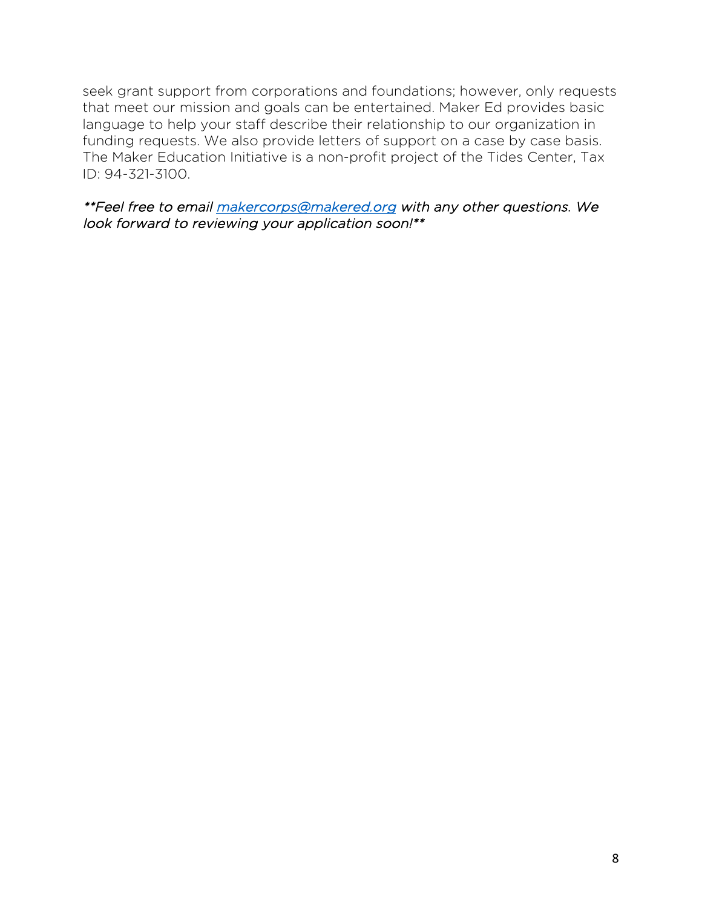seek grant support from corporations and foundations; however, only requests that meet our mission and goals can be entertained. Maker Ed provides basic language to help your staff describe their relationship to our organization in funding requests. We also provide letters of support on a case by case basis. The Maker Education Initiative is a non-profit project of the Tides Center, Tax ID: 94-321-3100.

*\*\*Feel free to email [makercorps@makered.org](mailto:makercorps@makered.org) with any other questions. We look forward to reviewing your application soon!\*\**